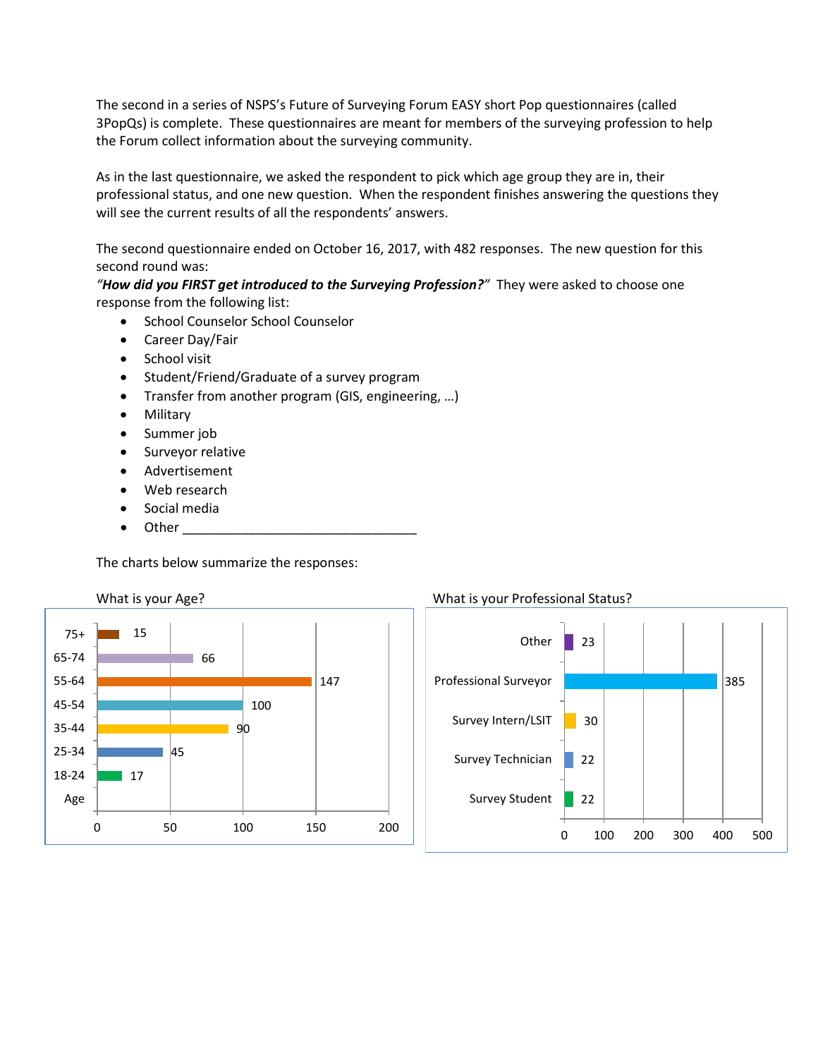The second in a series of NSPS's Future of Surveying Forum EASY short Pop questionnaires (called 3PopQs) is complete. These questionnaires are meant for members of the surveying profession to help the Forum collect information about the surveying community.

As in the last questionnaire, we asked the respondent to pick which age group they are in, their professional status, and one new question. When the respondent finishes answering the questions they will see the current results of all the respondents' answers.

The second questionnaire ended on October 16, 2017, with 482 responses. The new question for this second round was:
*"**How did you FIRST get introduced to the Surveying Profession?**"* They were asked to choose one response from the following list:

- School Counselor School Counselor
- Career Day/Fair
- School visit
- Student/Friend/Graduate of a survey program
- Transfer from another program (GIS, engineering, …)
- Military
- Summer job
- Surveyor relative
- Advertisement
- Web research
- Social media
- Other ________________________________

The charts below summarize the responses:

What is your Age?

| Age | Responses |
|---|---|
| 75+ | 15 |
| 65-74 | 66 |
| 55-64 | 147 |
| 45-54 | 100 |
| 35-44 | 90 |
| 25-34 | 45 |
| 18-24 | 17 |

What is your Professional Status?

| Professional Status | Responses |
|---|---|
| Other | 23 |
| Professional Surveyor | 385 |
| Survey Intern/LSIT | 30 |
| Survey Technician | 22 |
| Survey Student | 22 |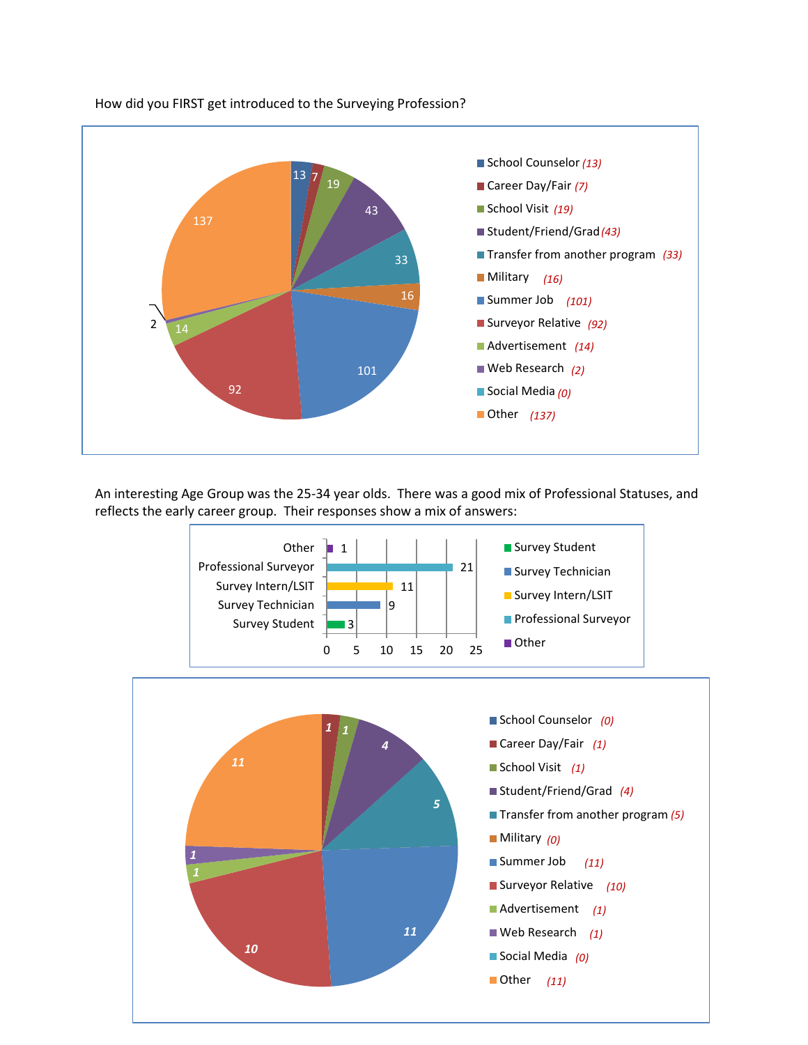How did you FIRST get introduced to the Surveying Profession?

| Response | Count |
| --- | --- |
| School Counselor | 13 |
| Career Day/Fair | 7 |
| School Visit | 19 |
| Student/Friend/Grad | 43 |
| Transfer from another program | 33 |
| Military | 16 |
| Summer Job | 101 |
| Surveyor Relative | 92 |
| Advertisement | 14 |
| Web Research | 2 |
| Social Media | 0 |
| Other | 137 |

An interesting Age Group was the 25-34 year olds. There was a good mix of Professional Statuses, and reflects the early career group. Their responses show a mix of answers:

| Professional Status | Count |
| --- | --- |
| Other | 1 |
| Professional Surveyor | 21 |
| Survey Intern/LSIT | 11 |
| Survey Technician | 9 |
| Survey Student | 3 |

| Response | Count |
| --- | --- |
| School Counselor | 0 |
| Career Day/Fair | 1 |
| School Visit | 1 |
| Student/Friend/Grad | 4 |
| Transfer from another program | 5 |
| Military | 0 |
| Summer Job | 11 |
| Surveyor Relative | 10 |
| Advertisement | 1 |
| Web Research | 1 |
| Social Media | 0 |
| Other | 11 |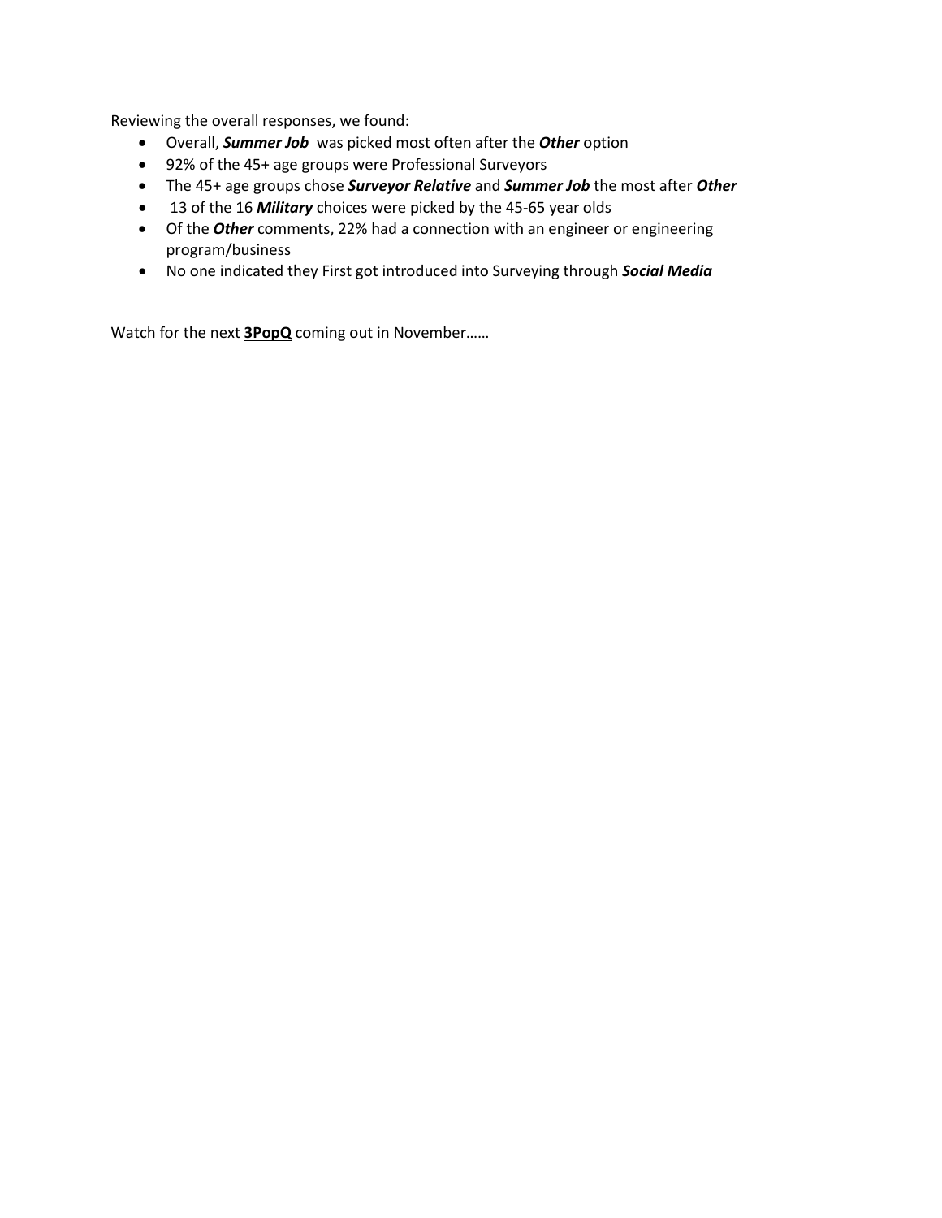Reviewing the overall responses, we found:

- Overall, ***Summer Job*** was picked most often after the ***Other*** option
- 92% of the 45+ age groups were Professional Surveyors
- The 45+ age groups chose ***Surveyor Relative*** and ***Summer Job*** the most after ***Other***
- 13 of the 16 ***Military*** choices were picked by the 45-65 year olds
- Of the ***Other*** comments, 22% had a connection with an engineer or engineering program/business
- No one indicated they First got introduced into Surveying through ***Social Media***

Watch for the next **3PopQ** coming out in November……